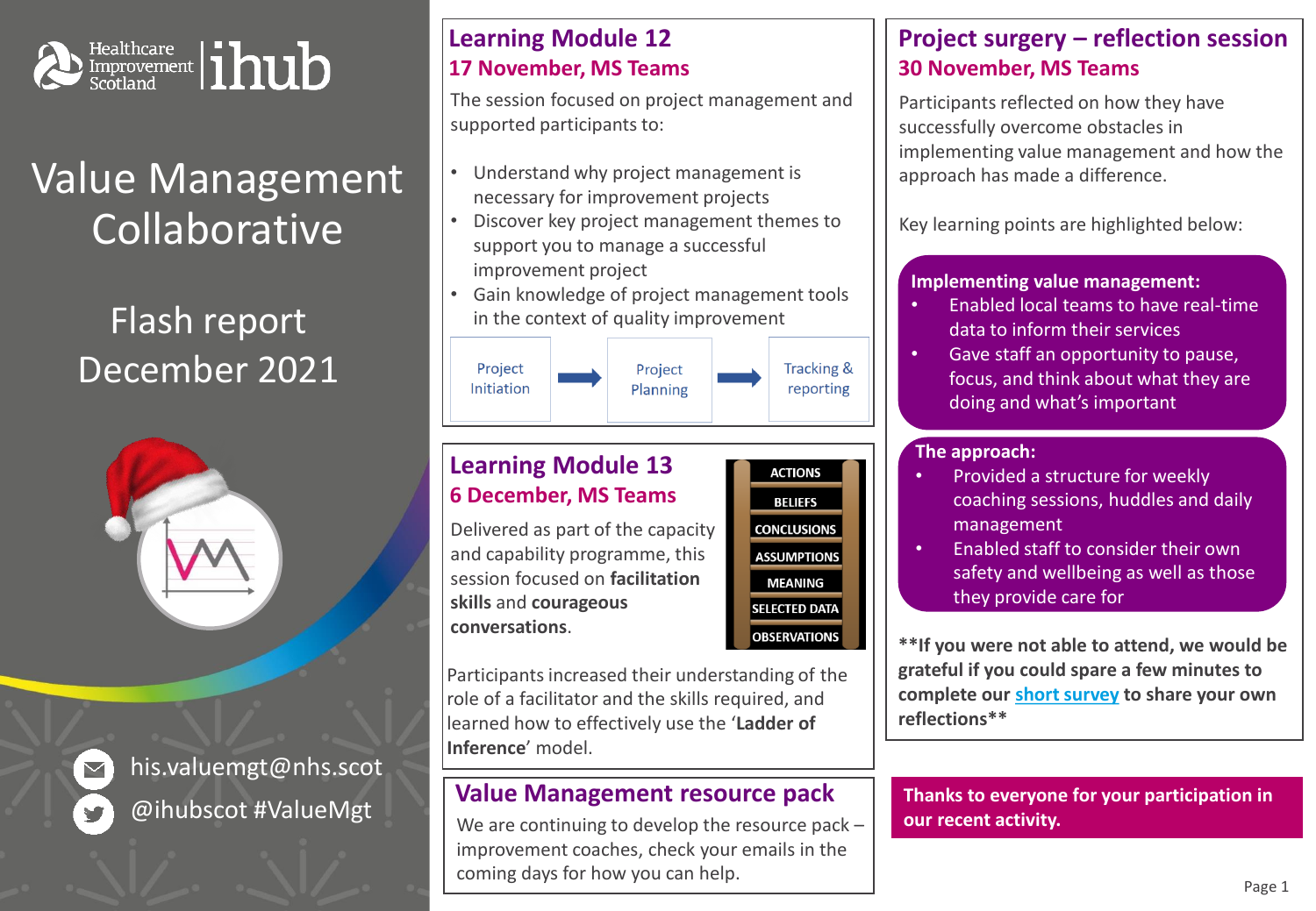Healthcare Improvement Scotland | ihub

# Value Management Collaborative

## Flash report December 2021

his.valuemgt@nhs.scot

@ihubscot #ValueMgt

## Learning Module 12
### 17 November, MS Teams

The session focused on project management and supported participants to:

- Understand why project management is necessary for improvement projects
- Discover key project management themes to support you to manage a successful improvement project
- Gain knowledge of project management tools in the context of quality improvement

Project Initiation → Project Planning → Tracking & reporting

## Learning Module 13
### 6 December, MS Teams

Delivered as part of the capacity and capability programme, this session focused on **facilitation skills** and **courageous conversations**.

ACTIONS
BELIEFS
CONCLUSIONS
ASSUMPTIONS
MEANING
SELECTED DATA
OBSERVATIONS

Participants increased their understanding of the role of a facilitator and the skills required, and learned how to effectively use the '**Ladder of Inference**' model.

## Value Management resource pack

We are continuing to develop the resource pack – improvement coaches, check your emails in the coming days for how you can help.

## Project surgery – reflection session
### 30 November, MS Teams

Participants reflected on how they have successfully overcome obstacles in implementing value management and how the approach has made a difference.

Key learning points are highlighted below:

**Implementing value management:**

- Enabled local teams to have real-time data to inform their services
- Gave staff an opportunity to pause, focus, and think about what they are doing and what's important

**The approach:**

- Provided a structure for weekly coaching sessions, huddles and daily management
- Enabled staff to consider their own safety and wellbeing as well as those they provide care for

**\*\*If you were not able to attend, we would be grateful if you could spare a few minutes to complete our short survey to share your own reflections\*\***

**Thanks to everyone for your participation in our recent activity.**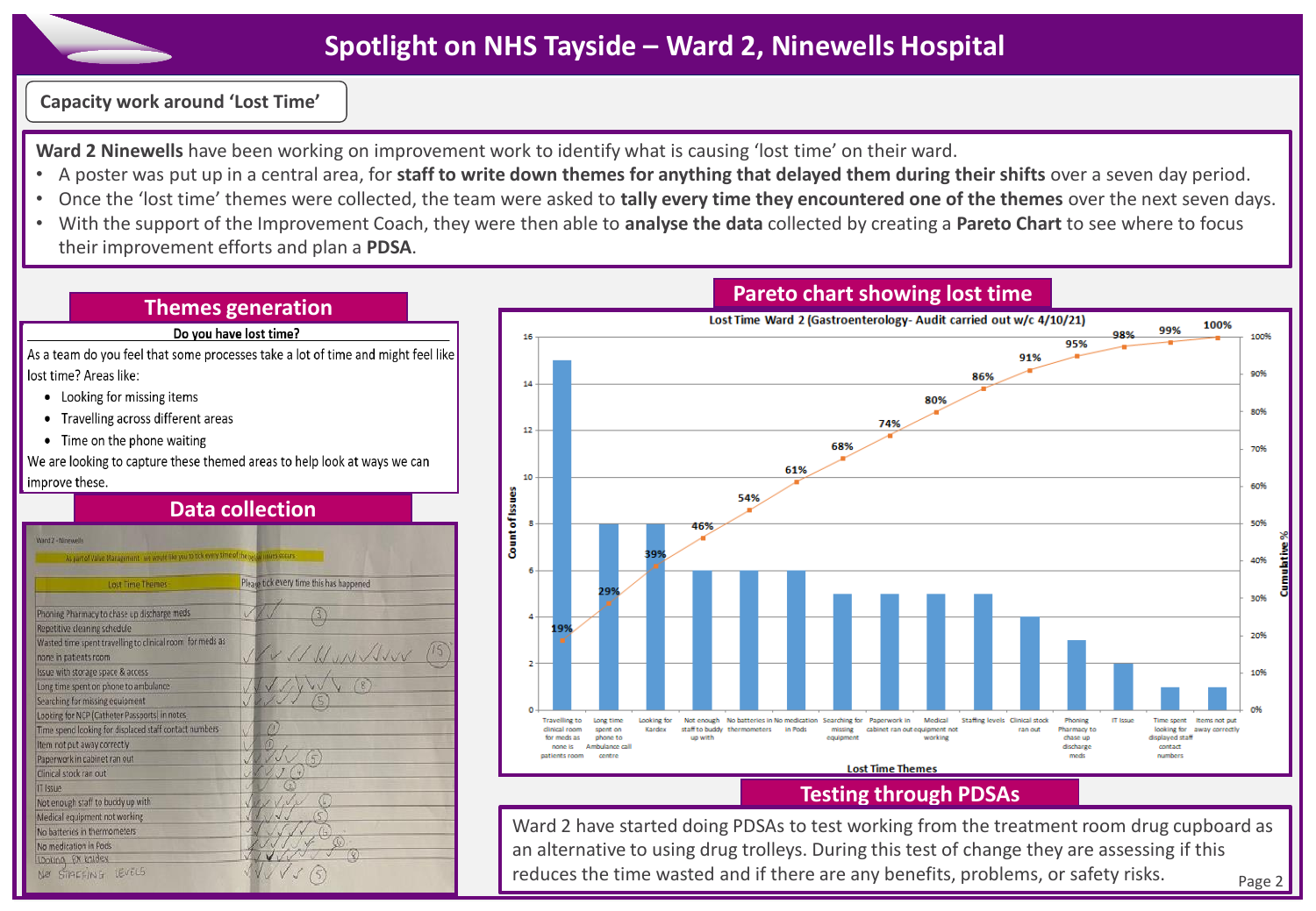# Spotlight on NHS Tayside – Ward 2, Ninewells Hospital

## Capacity work around 'Lost Time'

**Ward 2 Ninewells** have been working on improvement work to identify what is causing 'lost time' on their ward.

- A poster was put up in a central area, for **staff to write down themes for anything that delayed them during their shifts** over a seven day period.
- Once the 'lost time' themes were collected, the team were asked to **tally every time they encountered one of the themes** over the next seven days.
- With the support of the Improvement Coach, they were then able to **analyse the data** collected by creating a **Pareto Chart** to see where to focus their improvement efforts and plan a **PDSA**.

## Themes generation

**Do you have lost time?**

As a team do you feel that some processes take a lot of time and might feel like lost time? Areas like:

- Looking for missing items
- Travelling across different areas
- Time on the phone waiting

We are looking to capture these themed areas to help look at ways we can improve these.

## Data collection

Ward 2 - Ninewells

As part of Value Management we would like you to tick every time of the below issues occurs

| Lost Time Themes | Please tick every time this has happened |
|---|---|
| Phoning Pharmacy to chase up discharge meds | (3) |
| Repetitive cleaning schedule | |
| Wasted time spent travelling to clinical room for meds as none in patients room | (15) |
| Issue with storage space & access | |
| Long time spent on phone to ambulance | (8) |
| Searching for missing equipment | (5) |
| Looking for NCP (Catheter Passports) in notes | |
| Time spend looking for displaced staff contact numbers | (1) |
| Item not put away correctly | |
| Paperwork in cabinet ran out | (5) |
| Clinical stock ran out | (4) |
| IT Issue | (2) |
| Not enough staff to buddy up with | (6) |
| Medical equipment not working | (5) |
| No batteries in thermometers | (6) |
| No medication in Pods | (6) |
| Looking for Kardex | (8) |
| No staffing levels | (5) |

## Pareto chart showing lost time

**Lost Time Ward 2 (Gastroenterology- Audit carried out w/c 4/10/21)**

| Lost Time Themes | Count of Issues | Cumulative % |
|---|---|---|
| Travelling to clinical room for meds as none is patients room | 15 | 19% |
| Long time spent on phone to Ambulance call centre | 8 | 29% |
| Looking for Kardex | 8 | 39% |
| Not enough staff to buddy up with | 6 | 46% |
| No batteries in thermometers | 6 | 54% |
| No medication in Pods | 6 | 61% |
| Searching for missing equipment | 5 | 68% |
| Paperwork in cabinet ran out | 5 | 74% |
| Medical equipment not working | 5 | 80% |
| Staffing levels | 5 | 86% |
| Clinical stock ran out | 4 | 91% |
| Phoning Pharmacy to chase up discharge meds | 3 | 95% |
| IT Issue | 2 | 98% |
| Time spent looking for displayed staff contact numbers | 1 | 99% |
| Items not put away correctly | 1 | 100% |

## Testing through PDSAs

Ward 2 have started doing PDSAs to test working from the treatment room drug cupboard as an alternative to using drug trolleys. During this test of change they are assessing if this reduces the time wasted and if there are any benefits, problems, or safety risks.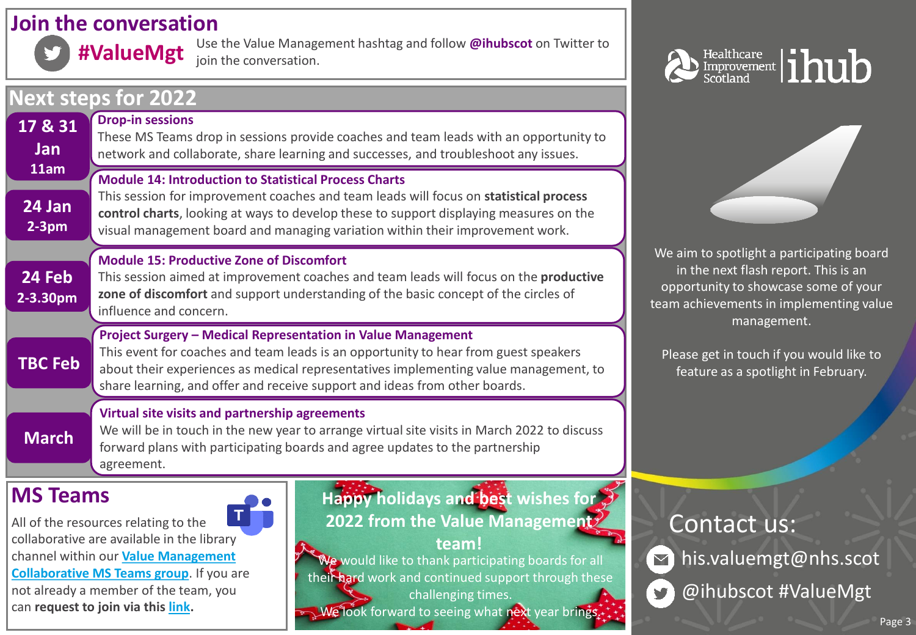## Join the conversation

**#ValueMgt** Use the Value Management hashtag and follow **@ihubscot** on Twitter to join the conversation.

## Next steps for 2022

**17 & 31 Jan**
**11am**

**Drop-in sessions**
These MS Teams drop in sessions provide coaches and team leads with an opportunity to network and collaborate, share learning and successes, and troubleshoot any issues.

**24 Jan**
**2-3pm**

**Module 14: Introduction to Statistical Process Charts**
This session for improvement coaches and team leads will focus on **statistical process control charts**, looking at ways to develop these to support displaying measures on the visual management board and managing variation within their improvement work.

**24 Feb**
**2-3.30pm**

**Module 15: Productive Zone of Discomfort**
This session aimed at improvement coaches and team leads will focus on the **productive zone of discomfort** and support understanding of the basic concept of the circles of influence and concern.

**TBC Feb**

**Project Surgery – Medical Representation in Value Management**
This event for coaches and team leads is an opportunity to hear from guest speakers about their experiences as medical representatives implementing value management, to share learning, and offer and receive support and ideas from other boards.

**March**

**Virtual site visits and partnership agreements**
We will be in touch in the new year to arrange virtual site visits in March 2022 to discuss forward plans with participating boards and agree updates to the partnership agreement.

## MS Teams

All of the resources relating to the collaborative are available in the library channel within our **Value Management Collaborative MS Teams group**. If you are not already a member of the team, you can **request to join via this link**.

**Happy holidays and best wishes for 2022 from the Value Management team!**

We would like to thank participating boards for all their hard work and continued support through these challenging times.
We look forward to seeing what next year brings.

Healthcare Improvement Scotland | ihub

We aim to spotlight a participating board in the next flash report. This is an opportunity to showcase some of your team achievements in implementing value management.

Please get in touch if you would like to feature as a spotlight in February.

## Contact us:

his.valuemgt@nhs.scot

@ihubscot #ValueMgt